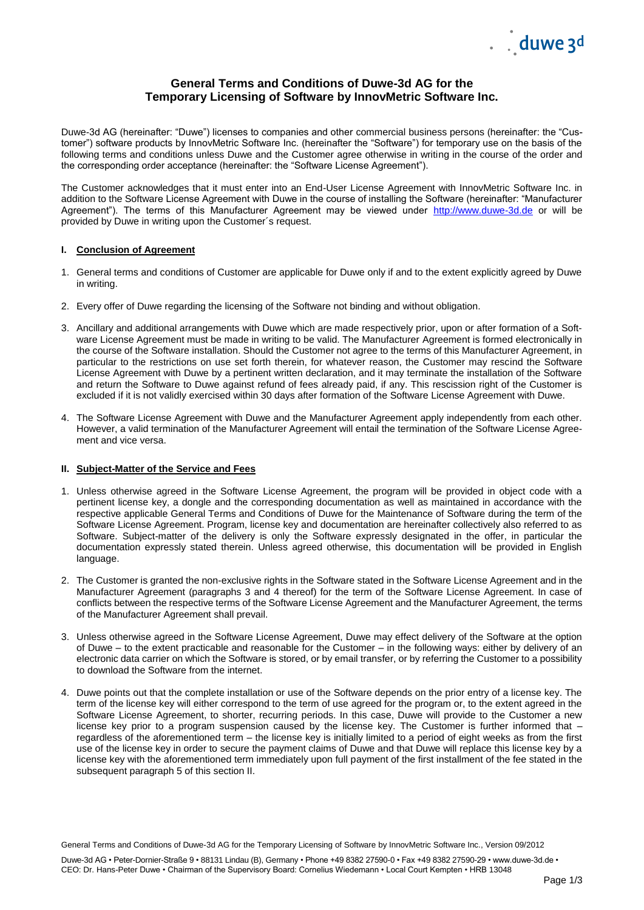# General Terms and Conditions of Duwe-3d AG for the Temporary Licensing of Software by InnovMetric Software Inc.

Duwe-3d AG (hereinafter: "Duwe") licenses to companies and other commercial business persons (hereinafter: the "Customer") software products by InnovMetric Software Inc. (hereinafter the "Software") for temporary use on the basis of the following terms and conditions unless Duwe and the Customer agree otherwise in writing in the course of the order and the corresponding order acceptance (hereinafter: the "Software License Agreement").

The Customer acknowledges that it must enter into an End-User License Agreement with InnovMetric Software Inc. in addition to the Software License Agreement with Duwe in the course of installing the Software (hereinafter: "Manufacturer Agreement"). The terms of this Manufacturer Agreement may be viewed under http://www.duwe-3d.de or will be provided by Duwe in writing upon the Customer´s request.

## I. Conclusion of Agreement

1. General terms and conditions of Customer are applicable for Duwe only if and to the extent explicitly agreed by Duwe in writing.
2. Every offer of Duwe regarding the licensing of the Software not binding and without obligation.
3. Ancillary and additional arrangements with Duwe which are made respectively prior, upon or after formation of a Software License Agreement must be made in writing to be valid. The Manufacturer Agreement is formed electronically in the course of the Software installation. Should the Customer not agree to the terms of this Manufacturer Agreement, in particular to the restrictions on use set forth therein, for whatever reason, the Customer may rescind the Software License Agreement with Duwe by a pertinent written declaration, and it may terminate the installation of the Software and return the Software to Duwe against refund of fees already paid, if any. This rescission right of the Customer is excluded if it is not validly exercised within 30 days after formation of the Software License Agreement with Duwe.
4. The Software License Agreement with Duwe and the Manufacturer Agreement apply independently from each other. However, a valid termination of the Manufacturer Agreement will entail the termination of the Software License Agreement and vice versa.

## II. Subject-Matter of the Service and Fees

1. Unless otherwise agreed in the Software License Agreement, the program will be provided in object code with a pertinent license key, a dongle and the corresponding documentation as well as maintained in accordance with the respective applicable General Terms and Conditions of Duwe for the Maintenance of Software during the term of the Software License Agreement. Program, license key and documentation are hereinafter collectively also referred to as Software. Subject-matter of the delivery is only the Software expressly designated in the offer, in particular the documentation expressly stated therein. Unless agreed otherwise, this documentation will be provided in English language.
2. The Customer is granted the non-exclusive rights in the Software stated in the Software License Agreement and in the Manufacturer Agreement (paragraphs 3 and 4 thereof) for the term of the Software License Agreement. In case of conflicts between the respective terms of the Software License Agreement and the Manufacturer Agreement, the terms of the Manufacturer Agreement shall prevail.
3. Unless otherwise agreed in the Software License Agreement, Duwe may effect delivery of the Software at the option of Duwe – to the extent practicable and reasonable for the Customer – in the following ways: either by delivery of an electronic data carrier on which the Software is stored, or by email transfer, or by referring the Customer to a possibility to download the Software from the internet.
4. Duwe points out that the complete installation or use of the Software depends on the prior entry of a license key. The term of the license key will either correspond to the term of use agreed for the program or, to the extent agreed in the Software License Agreement, to shorter, recurring periods. In this case, Duwe will provide to the Customer a new license key prior to a program suspension caused by the license key. The Customer is further informed that – regardless of the aforementioned term – the license key is initially limited to a period of eight weeks as from the first use of the license key in order to secure the payment claims of Duwe and that Duwe will replace this license key by a license key with the aforementioned term immediately upon full payment of the first installment of the fee stated in the subsequent paragraph 5 of this section II.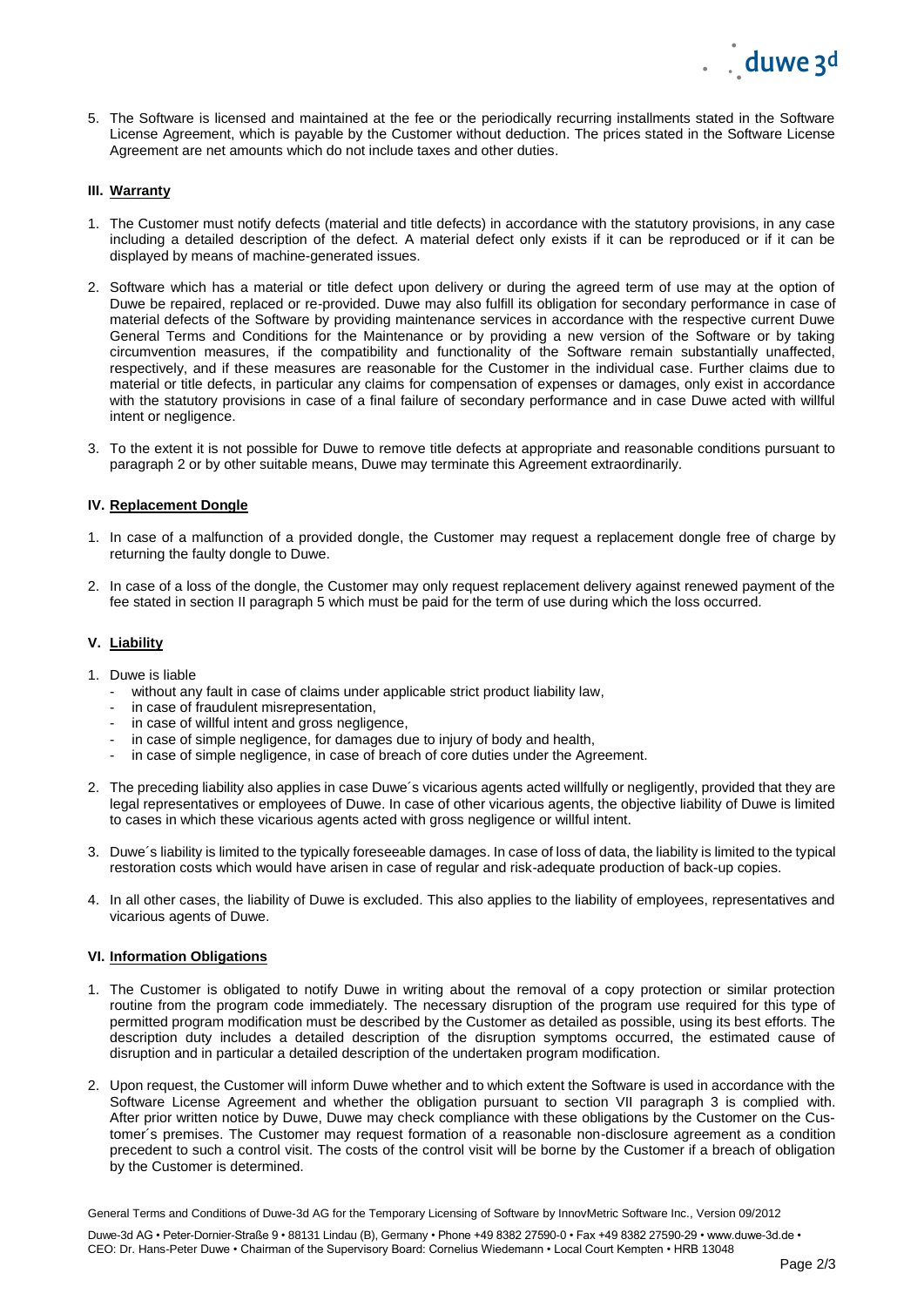5. The Software is licensed and maintained at the fee or the periodically recurring installments stated in the Software License Agreement, which is payable by the Customer without deduction. The prices stated in the Software License Agreement are net amounts which do not include taxes and other duties.

## III. Warranty

1. The Customer must notify defects (material and title defects) in accordance with the statutory provisions, in any case including a detailed description of the defect. A material defect only exists if it can be reproduced or if it can be displayed by means of machine-generated issues.

2. Software which has a material or title defect upon delivery or during the agreed term of use may at the option of Duwe be repaired, replaced or re-provided. Duwe may also fulfill its obligation for secondary performance in case of material defects of the Software by providing maintenance services in accordance with the respective current Duwe General Terms and Conditions for the Maintenance or by providing a new version of the Software or by taking circumvention measures, if the compatibility and functionality of the Software remain substantially unaffected, respectively, and if these measures are reasonable for the Customer in the individual case. Further claims due to material or title defects, in particular any claims for compensation of expenses or damages, only exist in accordance with the statutory provisions in case of a final failure of secondary performance and in case Duwe acted with willful intent or negligence.

3. To the extent it is not possible for Duwe to remove title defects at appropriate and reasonable conditions pursuant to paragraph 2 or by other suitable means, Duwe may terminate this Agreement extraordinarily.

## IV. Replacement Dongle

1. In case of a malfunction of a provided dongle, the Customer may request a replacement dongle free of charge by returning the faulty dongle to Duwe.

2. In case of a loss of the dongle, the Customer may only request replacement delivery against renewed payment of the fee stated in section II paragraph 5 which must be paid for the term of use during which the loss occurred.

## V. Liability

1. Duwe is liable
   - without any fault in case of claims under applicable strict product liability law,
   - in case of fraudulent misrepresentation,
   - in case of willful intent and gross negligence,
   - in case of simple negligence, for damages due to injury of body and health,
   - in case of simple negligence, in case of breach of core duties under the Agreement.

2. The preceding liability also applies in case Duwe´s vicarious agents acted willfully or negligently, provided that they are legal representatives or employees of Duwe. In case of other vicarious agents, the objective liability of Duwe is limited to cases in which these vicarious agents acted with gross negligence or willful intent.

3. Duwe´s liability is limited to the typically foreseeable damages. In case of loss of data, the liability is limited to the typical restoration costs which would have arisen in case of regular and risk-adequate production of back-up copies.

4. In all other cases, the liability of Duwe is excluded. This also applies to the liability of employees, representatives and vicarious agents of Duwe.

## VI. Information Obligations

1. The Customer is obligated to notify Duwe in writing about the removal of a copy protection or similar protection routine from the program code immediately. The necessary disruption of the program use required for this type of permitted program modification must be described by the Customer as detailed as possible, using its best efforts. The description duty includes a detailed description of the disruption symptoms occurred, the estimated cause of disruption and in particular a detailed description of the undertaken program modification.

2. Upon request, the Customer will inform Duwe whether and to which extent the Software is used in accordance with the Software License Agreement and whether the obligation pursuant to section VII paragraph 3 is complied with. After prior written notice by Duwe, Duwe may check compliance with these obligations by the Customer on the Customer´s premises. The Customer may request formation of a reasonable non-disclosure agreement as a condition precedent to such a control visit. The costs of the control visit will be borne by the Customer if a breach of obligation by the Customer is determined.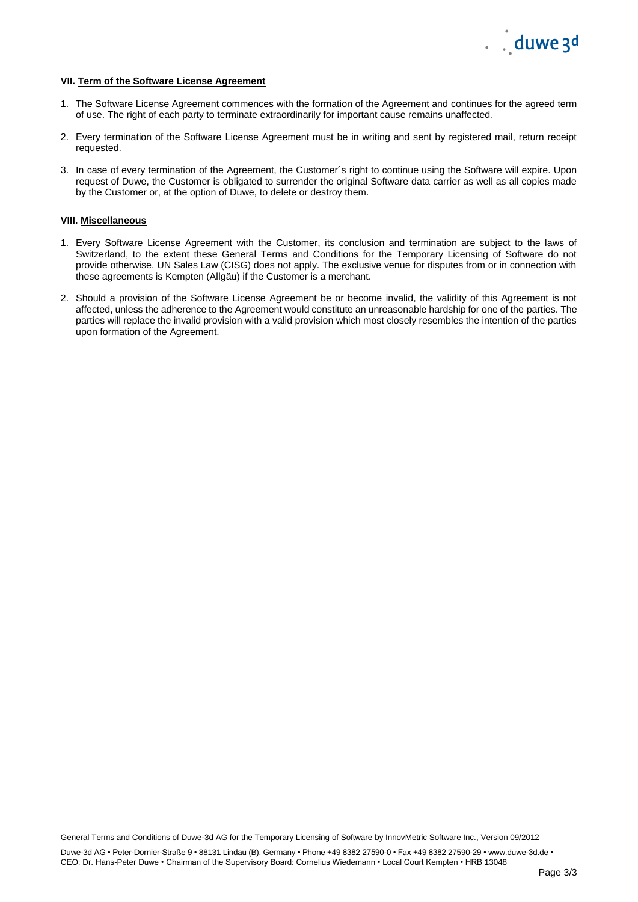### VII. Term of the Software License Agreement

1. The Software License Agreement commences with the formation of the Agreement and continues for the agreed term of use. The right of each party to terminate extraordinarily for important cause remains unaffected.

2. Every termination of the Software License Agreement must be in writing and sent by registered mail, return receipt requested.

3. In case of every termination of the Agreement, the Customer´s right to continue using the Software will expire. Upon request of Duwe, the Customer is obligated to surrender the original Software data carrier as well as all copies made by the Customer or, at the option of Duwe, to delete or destroy them.

### VIII. Miscellaneous

1. Every Software License Agreement with the Customer, its conclusion and termination are subject to the laws of Switzerland, to the extent these General Terms and Conditions for the Temporary Licensing of Software do not provide otherwise. UN Sales Law (CISG) does not apply. The exclusive venue for disputes from or in connection with these agreements is Kempten (Allgäu) if the Customer is a merchant.

2. Should a provision of the Software License Agreement be or become invalid, the validity of this Agreement is not affected, unless the adherence to the Agreement would constitute an unreasonable hardship for one of the parties. The parties will replace the invalid provision with a valid provision which most closely resembles the intention of the parties upon formation of the Agreement.